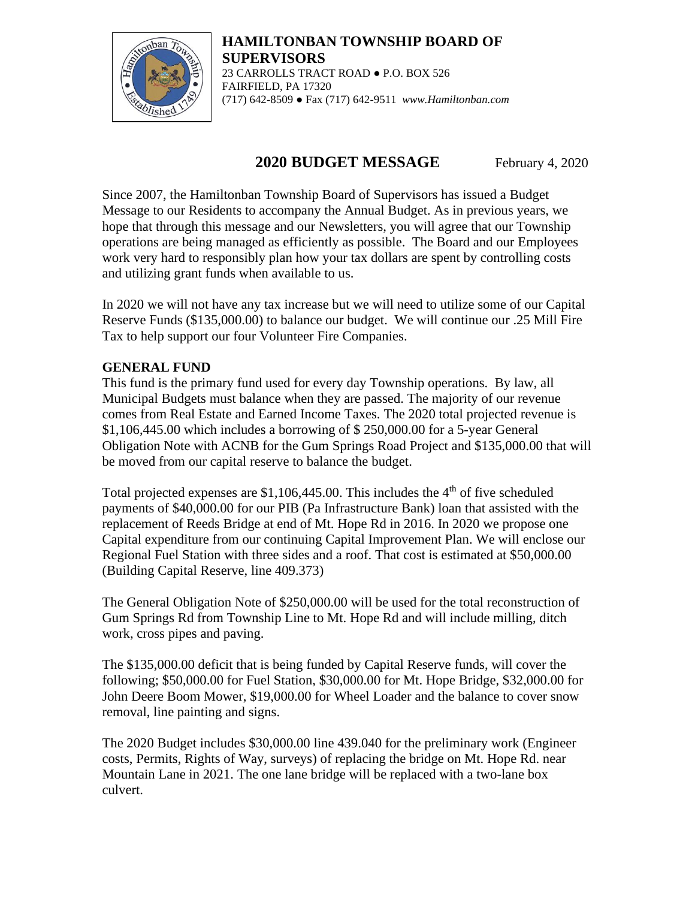**HAMILTONBAN TOWNSHIP BOARD OF SUPERVISORS**
23 CARROLLS TRACT ROAD ● P.O. BOX 526
FAIRFIELD, PA 17320
(717) 642-8509 ● Fax (717) 642-9511 *www.Hamiltonban.com*

# 2020 BUDGET MESSAGE

February 4, 2020

Since 2007, the Hamiltonban Township Board of Supervisors has issued a Budget Message to our Residents to accompany the Annual Budget. As in previous years, we hope that through this message and our Newsletters, you will agree that our Township operations are being managed as efficiently as possible. The Board and our Employees work very hard to responsibly plan how your tax dollars are spent by controlling costs and utilizing grant funds when available to us.

In 2020 we will not have any tax increase but we will need to utilize some of our Capital Reserve Funds ($135,000.00) to balance our budget. We will continue our .25 Mill Fire Tax to help support our four Volunteer Fire Companies.

## GENERAL FUND

This fund is the primary fund used for every day Township operations. By law, all Municipal Budgets must balance when they are passed. The majority of our revenue comes from Real Estate and Earned Income Taxes. The 2020 total projected revenue is $1,106,445.00 which includes a borrowing of $ 250,000.00 for a 5-year General Obligation Note with ACNB for the Gum Springs Road Project and $135,000.00 that will be moved from our capital reserve to balance the budget.

Total projected expenses are $1,106,445.00. This includes the 4th of five scheduled payments of $40,000.00 for our PIB (Pa Infrastructure Bank) loan that assisted with the replacement of Reeds Bridge at end of Mt. Hope Rd in 2016. In 2020 we propose one Capital expenditure from our continuing Capital Improvement Plan. We will enclose our Regional Fuel Station with three sides and a roof. That cost is estimated at $50,000.00 (Building Capital Reserve, line 409.373)

The General Obligation Note of $250,000.00 will be used for the total reconstruction of Gum Springs Rd from Township Line to Mt. Hope Rd and will include milling, ditch work, cross pipes and paving.

The $135,000.00 deficit that is being funded by Capital Reserve funds, will cover the following; $50,000.00 for Fuel Station, $30,000.00 for Mt. Hope Bridge, $32,000.00 for John Deere Boom Mower, $19,000.00 for Wheel Loader and the balance to cover snow removal, line painting and signs.

The 2020 Budget includes $30,000.00 line 439.040 for the preliminary work (Engineer costs, Permits, Rights of Way, surveys) of replacing the bridge on Mt. Hope Rd. near Mountain Lane in 2021. The one lane bridge will be replaced with a two-lane box culvert.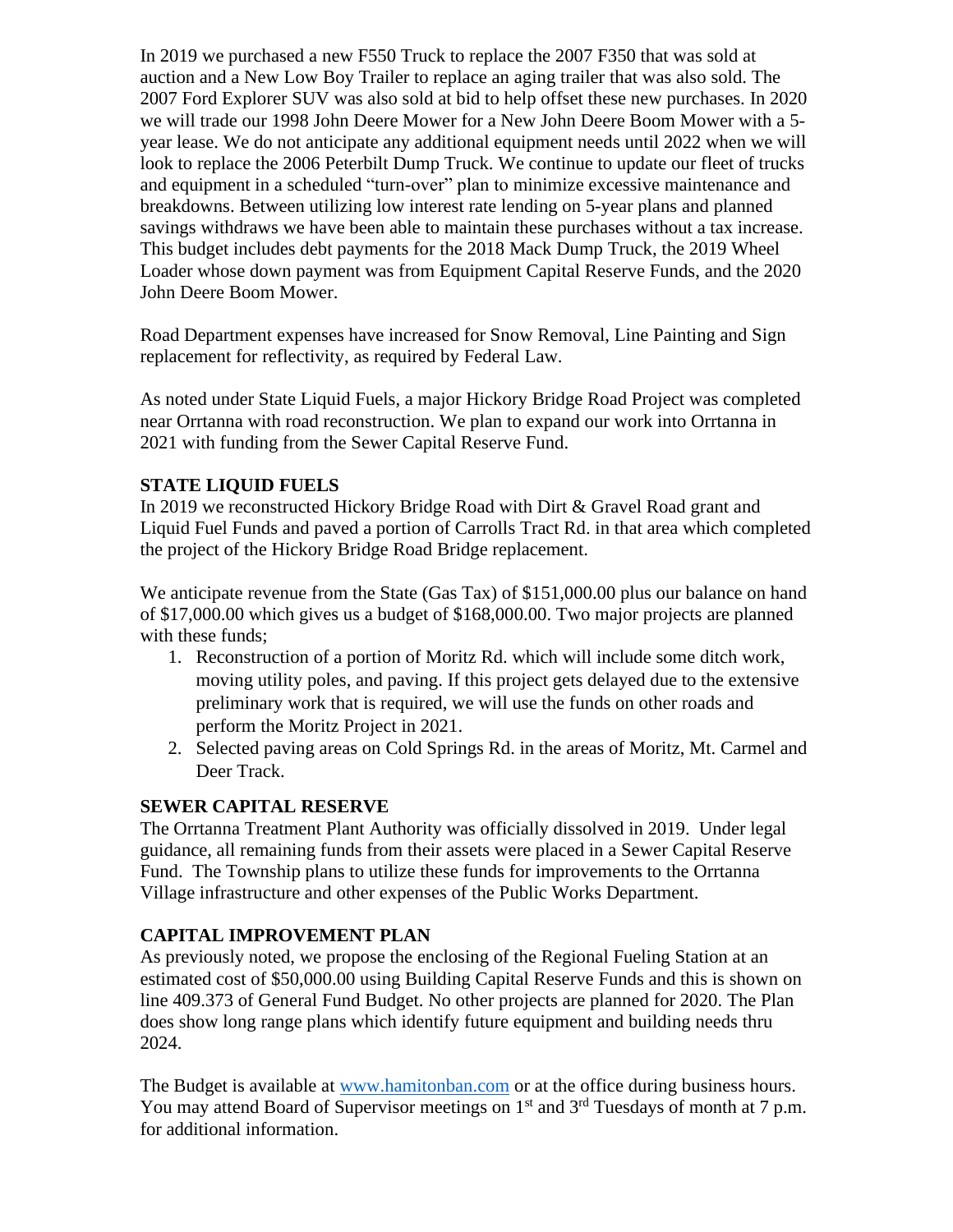In 2019 we purchased a new F550 Truck to replace the 2007 F350 that was sold at auction and a New Low Boy Trailer to replace an aging trailer that was also sold. The 2007 Ford Explorer SUV was also sold at bid to help offset these new purchases. In 2020 we will trade our 1998 John Deere Mower for a New John Deere Boom Mower with a 5-year lease. We do not anticipate any additional equipment needs until 2022 when we will look to replace the 2006 Peterbilt Dump Truck. We continue to update our fleet of trucks and equipment in a scheduled "turn-over" plan to minimize excessive maintenance and breakdowns. Between utilizing low interest rate lending on 5-year plans and planned savings withdraws we have been able to maintain these purchases without a tax increase. This budget includes debt payments for the 2018 Mack Dump Truck, the 2019 Wheel Loader whose down payment was from Equipment Capital Reserve Funds, and the 2020 John Deere Boom Mower.

Road Department expenses have increased for Snow Removal, Line Painting and Sign replacement for reflectivity, as required by Federal Law.

As noted under State Liquid Fuels, a major Hickory Bridge Road Project was completed near Orrtanna with road reconstruction. We plan to expand our work into Orrtanna in 2021 with funding from the Sewer Capital Reserve Fund.

**STATE LIQUID FUELS**

In 2019 we reconstructed Hickory Bridge Road with Dirt & Gravel Road grant and Liquid Fuel Funds and paved a portion of Carrolls Tract Rd. in that area which completed the project of the Hickory Bridge Road Bridge replacement.

We anticipate revenue from the State (Gas Tax) of $151,000.00 plus our balance on hand of $17,000.00 which gives us a budget of $168,000.00. Two major projects are planned with these funds;

1. Reconstruction of a portion of Moritz Rd. which will include some ditch work, moving utility poles, and paving. If this project gets delayed due to the extensive preliminary work that is required, we will use the funds on other roads and perform the Moritz Project in 2021.
2. Selected paving areas on Cold Springs Rd. in the areas of Moritz, Mt. Carmel and Deer Track.

**SEWER CAPITAL RESERVE**

The Orrtanna Treatment Plant Authority was officially dissolved in 2019. Under legal guidance, all remaining funds from their assets were placed in a Sewer Capital Reserve Fund. The Township plans to utilize these funds for improvements to the Orrtanna Village infrastructure and other expenses of the Public Works Department.

**CAPITAL IMPROVEMENT PLAN**

As previously noted, we propose the enclosing of the Regional Fueling Station at an estimated cost of $50,000.00 using Building Capital Reserve Funds and this is shown on line 409.373 of General Fund Budget. No other projects are planned for 2020. The Plan does show long range plans which identify future equipment and building needs thru 2024.

The Budget is available at www.hamitonban.com or at the office during business hours. You may attend Board of Supervisor meetings on 1st and 3rd Tuesdays of month at 7 p.m. for additional information.